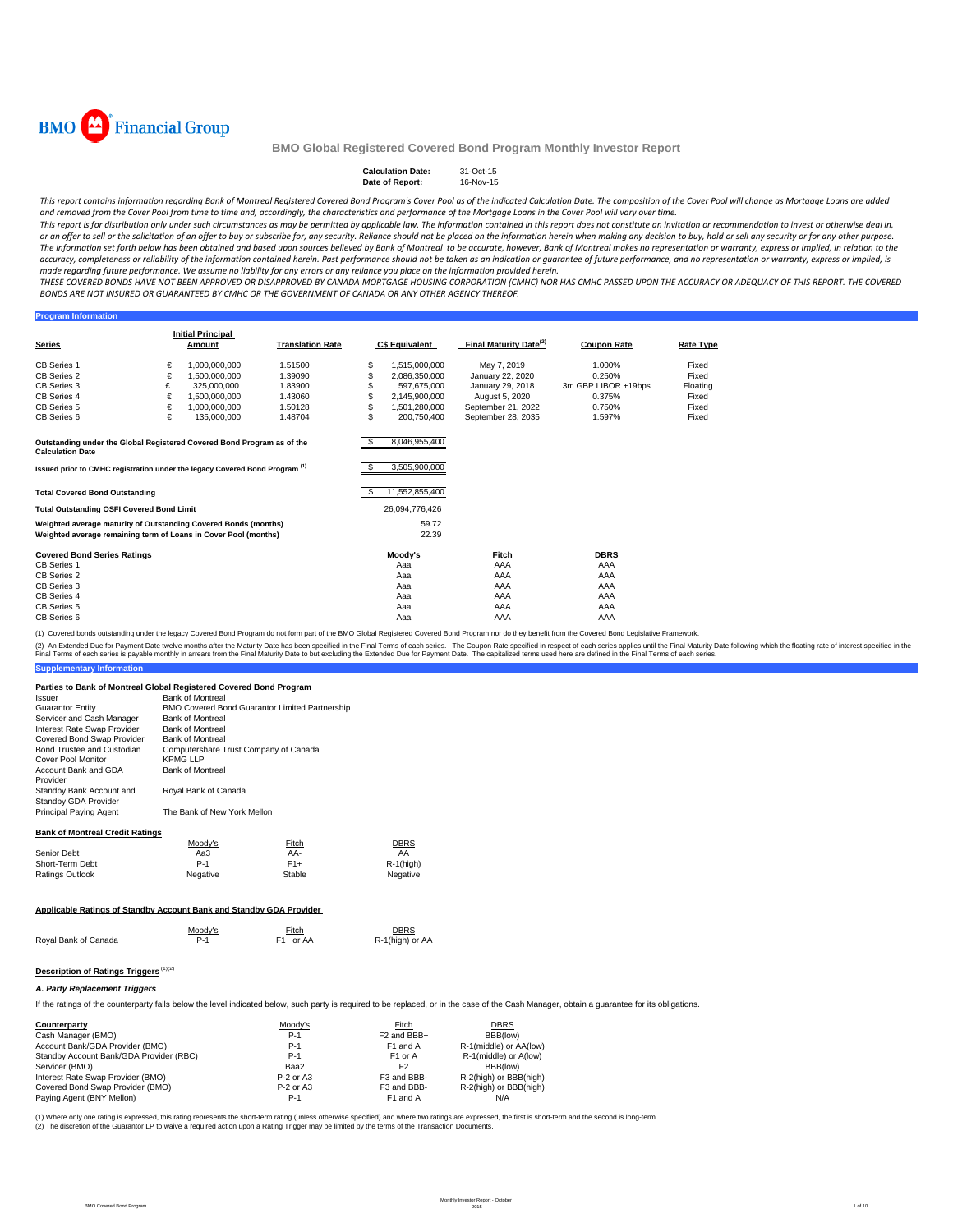BMO Financial Group

# BMO Global Registered Covered Bond Program Monthly Investor Report

| | |
|---|---|
| **Calculation Date:** | 31-Oct-15 |
| **Date of Report:** | 16-Nov-15 |

*This report contains information regarding Bank of Montreal Registered Covered Bond Program's Cover Pool as of the indicated Calculation Date. The composition of the Cover Pool will change as Mortgage Loans are added and removed from the Cover Pool from time to time and, accordingly, the characteristics and performance of the Mortgage Loans in the Cover Pool will vary over time.*

*This report is for distribution only under such circumstances as may be permitted by applicable law. The information contained in this report does not constitute an invitation or recommendation to invest or otherwise deal in, or an offer to sell or the solicitation of an offer to buy or subscribe for, any security. Reliance should not be placed on the information herein when making any decision to buy, hold or sell any security or for any other purpose. The information set forth below has been obtained and based upon sources believed by Bank of Montreal to be accurate, however, Bank of Montreal makes no representation or warranty, express or implied, in relation to the accuracy, completeness or reliability of the information contained herein. Past performance should not be taken as an indication or guarantee of future performance, and no representation or warranty, express or implied, is made regarding future performance. We assume no liability for any errors or any reliance you place on the information provided herein.*

*THESE COVERED BONDS HAVE NOT BEEN APPROVED OR DISAPPROVED BY CANADA MORTGAGE HOUSING CORPORATION (CMHC) NOR HAS CMHC PASSED UPON THE ACCURACY OR ADEQUACY OF THIS REPORT. THE COVERED BONDS ARE NOT INSURED OR GUARANTEED BY CMHC OR THE GOVERNMENT OF CANADA OR ANY OTHER AGENCY THEREOF.*

## Program Information

| Series | | Initial Principal Amount | Translation Rate | | C$ Equivalent | Final Maturity Date[(2)] | Coupon Rate | Rate Type |
|---|---|---|---|---|---|---|---|---|
| CB Series 1 | € | 1,000,000,000 | 1.51500 | $ | 1,515,000,000 | May 7, 2019 | 1.000% | Fixed |
| CB Series 2 | € | 1,500,000,000 | 1.39090 | $ | 2,086,350,000 | January 22, 2020 | 0.250% | Fixed |
| CB Series 3 | £ | 325,000,000 | 1.83900 | $ | 597,675,000 | January 29, 2018 | 3m GBP LIBOR +19bps | Floating |
| CB Series 4 | € | 1,500,000,000 | 1.43060 | $ | 2,145,900,000 | August 5, 2020 | 0.375% | Fixed |
| CB Series 5 | € | 1,000,000,000 | 1.50128 | $ | 1,501,280,000 | September 21, 2022 | 0.750% | Fixed |
| CB Series 6 | € | 135,000,000 | 1.48704 | $ | 200,750,400 | September 28, 2035 | 1.597% | Fixed |

| | |
|---|---|
| **Outstanding under the Global Registered Covered Bond Program as of the Calculation Date** | $ 8,046,955,400 |
| **Issued prior to CMHC registration under the legacy Covered Bond Program [(1)]** | $ 3,505,900,000 |
| **Total Covered Bond Outstanding** | $ 11,552,855,400 |
| **Total Outstanding OSFI Covered Bond Limit** | 26,094,776,426 |
| **Weighted average maturity of Outstanding Covered Bonds (months)** | 59.72 |
| **Weighted average remaining term of Loans in Cover Pool (months)** | 22.39 |

| Covered Bond Series Ratings | Moody's | Fitch | DBRS |
|---|---|---|---|
| CB Series 1 | Aaa | AAA | AAA |
| CB Series 2 | Aaa | AAA | AAA |
| CB Series 3 | Aaa | AAA | AAA |
| CB Series 4 | Aaa | AAA | AAA |
| CB Series 5 | Aaa | AAA | AAA |
| CB Series 6 | Aaa | AAA | AAA |

(1) Covered bonds outstanding under the legacy Covered Bond Program do not form part of the BMO Global Registered Covered Bond Program nor do they benefit from the Covered Bond Legislative Framework.

(2) An Extended Due for Payment Date twelve months after the Maturity Date has been specified in the Final Terms of each series. The Coupon Rate specified in respect of each series applies until the Final Maturity Date following which the floating rate of interest specified in the Final Terms of each series is payable monthly in arrears from the Final Maturity Date to but excluding the Extended Due for Payment Date. The capitalized terms used here are defined in the Final Terms of each series.

## Supplementary Information

### Parties to Bank of Montreal Global Registered Covered Bond Program

| | |
|---|---|
| Issuer | Bank of Montreal |
| Guarantor Entity | BMO Covered Bond Guarantor Limited Partnership |
| Servicer and Cash Manager | Bank of Montreal |
| Interest Rate Swap Provider | Bank of Montreal |
| Covered Bond Swap Provider | Bank of Montreal |
| Bond Trustee and Custodian | Computershare Trust Company of Canada |
| Cover Pool Monitor | KPMG LLP |
| Account Bank and GDA Provider | Bank of Montreal |
| Standby Bank Account and Standby GDA Provider | Royal Bank of Canada |
| Principal Paying Agent | The Bank of New York Mellon |

### Bank of Montreal Credit Ratings

| | Moody's | Fitch | DBRS |
|---|---|---|---|
| Senior Debt | Aa3 | AA- | AA |
| Short-Term Debt | P-1 | F1+ | R-1(high) |
| Ratings Outlook | Negative | Stable | Negative |

### Applicable Ratings of Standby Account Bank and Standby GDA Provider

| | Moody's | Fitch | DBRS |
|---|---|---|---|
| Royal Bank of Canada | P-1 | F1+ or AA | R-1(high) or AA |

### Description of Ratings Triggers [(1)(2)]

#### *A. Party Replacement Triggers*

If the ratings of the counterparty falls below the level indicated below, such party is required to be replaced, or in the case of the Cash Manager, obtain a guarantee for its obligations.

| Counterparty | Moody's | Fitch | DBRS |
|---|---|---|---|
| Cash Manager (BMO) | P-1 | F2 and BBB+ | BBB(low) |
| Account Bank/GDA Provider (BMO) | P-1 | F1 and A | R-1(middle) or AA(low) |
| Standby Account Bank/GDA Provider (RBC) | P-1 | F1 or A | R-1(middle) or A(low) |
| Servicer (BMO) | Baa2 | F2 | BBB(low) |
| Interest Rate Swap Provider (BMO) | P-2 or A3 | F3 and BBB- | R-2(high) or BBB(high) |
| Covered Bond Swap Provider (BMO) | P-2 or A3 | F3 and BBB- | R-2(high) or BBB(high) |
| Paying Agent (BNY Mellon) | P-1 | F1 and A | N/A |

(1) Where only one rating is expressed, this rating represents the short-term rating (unless otherwise specified) and where two ratings are expressed, the first is short-term and the second is long-term.
(2) The discretion of the Guarantor LP to waive a required action upon a Rating Trigger may be limited by the terms of the Transaction Documents.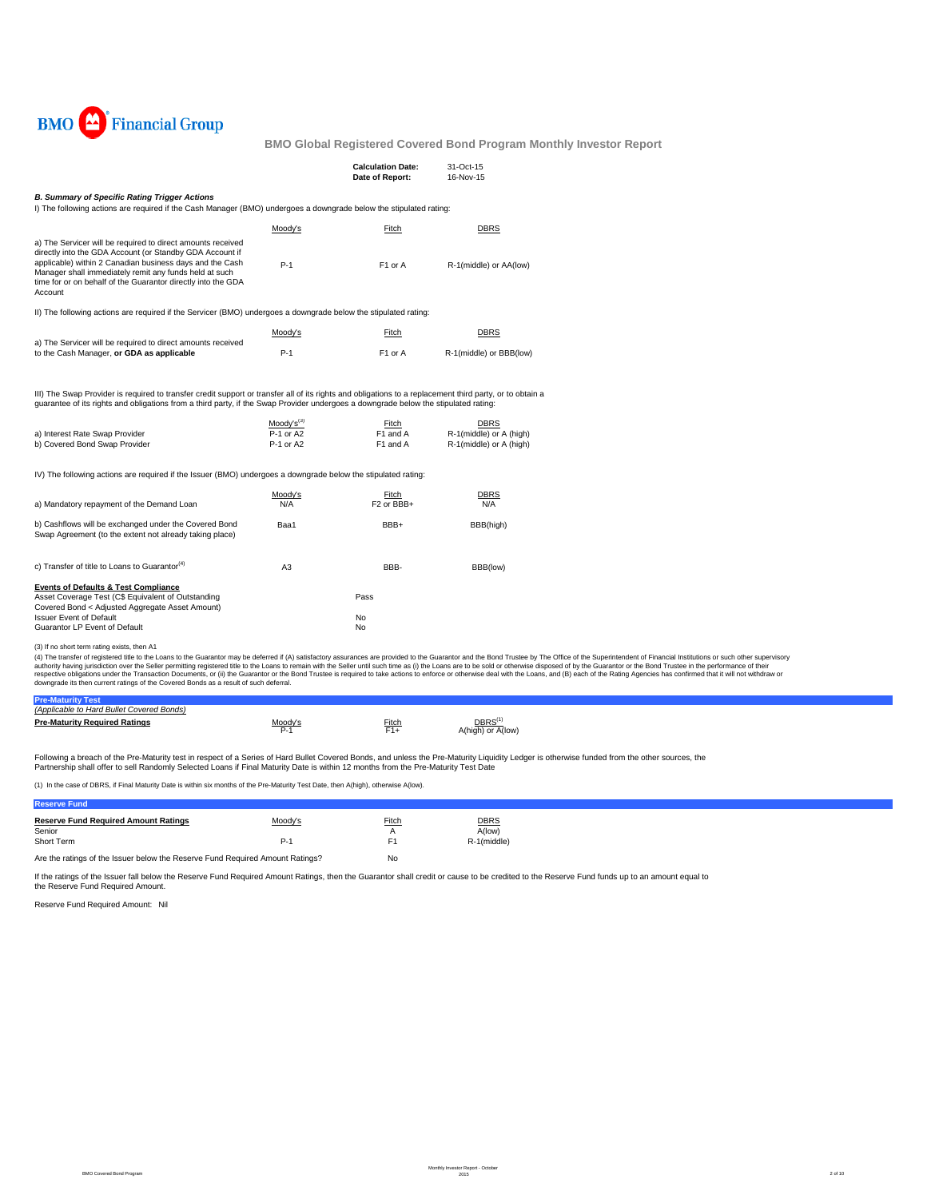BMO Financial Group

## BMO Global Registered Covered Bond Program Monthly Investor Report

**Calculation Date:** 31-Oct-15
**Date of Report:** 16-Nov-15

### *B. Summary of Specific Rating Trigger Actions*

I) The following actions are required if the Cash Manager (BMO) undergoes a downgrade below the stipulated rating:

| | Moody's | Fitch | DBRS |
|---|---|---|---|
| a) The Servicer will be required to direct amounts received directly into the GDA Account (or Standby GDA Account if applicable) within 2 Canadian business days and the Cash Manager shall immediately remit any funds held at such time for or on behalf of the Guarantor directly into the GDA Account | P-1 | F1 or A | R-1(middle) or AA(low) |

II) The following actions are required if the Servicer (BMO) undergoes a downgrade below the stipulated rating:

| | Moody's | Fitch | DBRS |
|---|---|---|---|
| a) The Servicer will be required to direct amounts received to the Cash Manager, **or GDA as applicable** | P-1 | F1 or A | R-1(middle) or BBB(low) |

III) The Swap Provider is required to transfer credit support or transfer all of its rights and obligations to a replacement third party, or to obtain a guarantee of its rights and obligations from a third party, if the Swap Provider undergoes a downgrade below the stipulated rating:

| | Moody's[3] | Fitch | DBRS |
|---|---|---|---|
| a) Interest Rate Swap Provider | P-1 or A2 | F1 and A | R-1(middle) or A (high) |
| b) Covered Bond Swap Provider | P-1 or A2 | F1 and A | R-1(middle) or A (high) |

IV) The following actions are required if the Issuer (BMO) undergoes a downgrade below the stipulated rating:

| | Moody's | Fitch | DBRS |
|---|---|---|---|
| a) Mandatory repayment of the Demand Loan | N/A | F2 or BBB+ | N/A |
| b) Cashflows will be exchanged under the Covered Bond Swap Agreement (to the extent not already taking place) | Baa1 | BBB+ | BBB(high) |
| c) Transfer of title to Loans to Guarantor[4] | A3 | BBB- | BBB(low) |

**Events of Defaults & Test Compliance**

| | |
|---|---|
| Asset Coverage Test (C$ Equivalent of Outstanding Covered Bond < Adjusted Aggregate Asset Amount) | Pass |
| Issuer Event of Default | No |
| Guarantor LP Event of Default | No |

(3) If no short term rating exists, then A1

(4) The transfer of registered title to the Loans to the Guarantor may be deferred if (A) satisfactory assurances are provided to the Guarantor and the Bond Trustee by The Office of the Superintendent of Financial Institutions or such other supervisory authority having jurisdiction over the Seller permitting registered title to the Loans to remain with the Seller until such time as (i) the Loans are to be sold or otherwise disposed of by the Guarantor or the Bond Trustee in the performance of their respective obligations under the Transaction Documents, or (ii) the Guarantor or the Bond Trustee is required to take actions to enforce or otherwise deal with the Loans, and (B) each of the Rating Agencies has confirmed that it will not withdraw or downgrade its then current ratings of the Covered Bonds as a result of such deferral.

### Pre-Maturity Test

*(Applicable to Hard Bullet Covered Bonds)*

| | Moody's | Fitch | DBRS[1] |
|---|---|---|---|
| **Pre-Maturity Required Ratings** | P-1 | F1+ | A(high) or A(low) |

Following a breach of the Pre-Maturity test in respect of a Series of Hard Bullet Covered Bonds, and unless the Pre-Maturity Liquidity Ledger is otherwise funded from the other sources, the Partnership shall offer to sell Randomly Selected Loans if Final Maturity Date is within 12 months from the Pre-Maturity Test Date

(1) In the case of DBRS, if Final Maturity Date is within six months of the Pre-Maturity Test Date, then A(high), otherwise A(low).

### Reserve Fund

| **Reserve Fund Required Amount Ratings** | Moody's | Fitch | DBRS |
|---|---|---|---|
| Senior | | A | A(low) |
| Short Term | P-1 | F1 | R-1(middle) |

Are the ratings of the Issuer fall below the Reserve Fund Required Amount Ratings? No

If the ratings of the Issuer fall below the Reserve Fund Required Amount Ratings, then the Guarantor shall credit or cause to be credited to the Reserve Fund funds up to an amount equal to the Reserve Fund Required Amount.

Reserve Fund Required Amount: Nil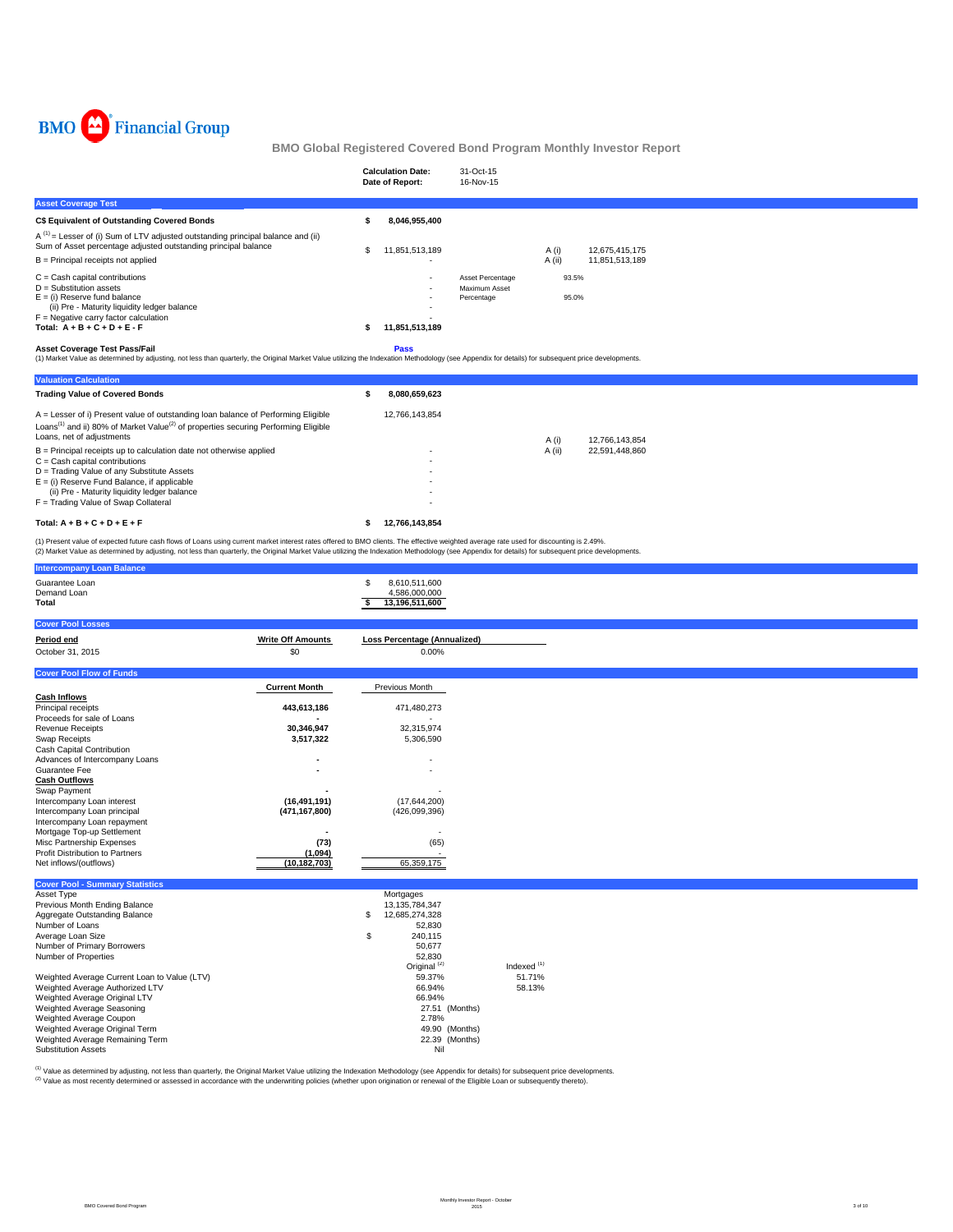BMO Financial Group

## BMO Global Registered Covered Bond Program Monthly Investor Report

| | |
|---|---|
| **Calculation Date:** | 31-Oct-15 |
| **Date of Report:** | 16-Nov-15 |

### Asset Coverage Test

| | | | | |
|---|---|---|---|---|
| **C$ Equivalent of Outstanding Covered Bonds** | **$ 8,046,955,400** | | | |
| A [1] = Lesser of (i) Sum of LTV adjusted outstanding principal balance and (ii) Sum of Asset percentage adjusted outstanding principal balance | $ 11,851,513,189 | | A (i) | 12,675,415,175 |
| B = Principal receipts not applied | - | | A (ii) | 11,851,513,189 |
| C = Cash capital contributions | - | Asset Percentage | 93.5% | |
| D = Substitution assets | - | Maximum Asset | | |
| E = (i) Reserve fund balance | - | Percentage | 95.0% | |
| (ii) Pre - Maturity liquidity ledger balance | - | | | |
| F = Negative carry factor calculation | - | | | |
| **Total: A + B + C + D + E - F** | **$ 11,851,513,189** | | | |

**Asset Coverage Test Pass/Fail** **Pass**

(1) Market Value as determined by adjusting, not less than quarterly, the Original Market Value utilizing the Indexation Methodology (see Appendix for details) for subsequent price developments.

### Valuation Calculation

| | | | |
|---|---|---|---|
| **Trading Value of Covered Bonds** | **$ 8,080,659,623** | | |
| A = Lesser of i) Present value of outstanding loan balance of Performing Eligible Loans[1] and ii) 80% of Market Value[2] of properties securing Performing Eligible Loans, net of adjustments | 12,766,143,854 | A (i) | 12,766,143,854 |
| B = Principal receipts up to calculation date not otherwise applied | - | A (ii) | 22,591,448,860 |
| C = Cash capital contributions | - | | |
| D = Trading Value of any Substitute Assets | - | | |
| E = (i) Reserve Fund Balance, if applicable | - | | |
| (ii) Pre - Maturity liquidity ledger balance | - | | |
| F = Trading Value of Swap Collateral | - | | |
| **Total: A + B + C + D + E + F** | **$ 12,766,143,854** | | |

(1) Present value of expected future cash flows of Loans using current market interest rates offered to BMO clients. The effective weighted average rate used for discounting is 2.49%.
(2) Market Value as determined by adjusting, not less than quarterly, the Original Market Value utilizing the Indexation Methodology (see Appendix for details) for subsequent price developments.

### Intercompany Loan Balance

| | |
|---|---|
| Guarantee Loan | $ 8,610,511,600 |
| Demand Loan | 4,586,000,000 |
| **Total** | **$ 13,196,511,600** |

### Cover Pool Losses

| **Period end** | **Write Off Amounts** | **Loss Percentage (Annualized)** |
|---|---|---|
| October 31, 2015 | $0 | 0.00% |

### Cover Pool Flow of Funds

| | **Current Month** | Previous Month |
|---|---|---|
| **Cash Inflows** | | |
| Principal receipts | **443,613,186** | 471,480,273 |
| Proceeds for sale of Loans | **-** | - |
| Revenue Receipts | **30,346,947** | 32,315,974 |
| Swap Receipts | **3,517,322** | 5,306,590 |
| Cash Capital Contribution | | |
| Advances of Intercompany Loans | **-** | - |
| Guarantee Fee | **-** | - |
| **Cash Outflows** | | |
| Swap Payment | **-** | - |
| Intercompany Loan interest | **(16,491,191)** | (17,644,200) |
| Intercompany Loan principal | **(471,167,800)** | (426,099,396) |
| Intercompany Loan repayment | | |
| Mortgage Top-up Settlement | **-** | - |
| Misc Partnership Expenses | **(73)** | (65) |
| Profit Distribution to Partners | **(1,094)** | - |
| Net inflows/(outflows) | **(10,182,703)** | 65,359,175 |

### Cover Pool - Summary Statistics

| | | |
|---|---|---|
| Asset Type | Mortgages | |
| Previous Month Ending Balance | 13,135,784,347 | |
| Aggregate Outstanding Balance | $ 12,685,274,328 | |
| Number of Loans | 52,830 | |
| Average Loan Size | $ 240,115 | |
| Number of Primary Borrowers | 50,677 | |
| Number of Properties | 52,830 | |
| | Original [2] | Indexed [1] |
| Weighted Average Current Loan to Value (LTV) | 59.37% | 51.71% |
| Weighted Average Authorized LTV | 66.94% | 58.13% |
| Weighted Average Original LTV | 66.94% | |
| Weighted Average Seasoning | 27.51 (Months) | |
| Weighted Average Coupon | 2.78% | |
| Weighted Average Original Term | 49.90 (Months) | |
| Weighted Average Remaining Term | 22.39 (Months) | |
| Substitution Assets | Nil | |

[1] Value as determined by adjusting, not less than quarterly, the Original Market Value utilizing the Indexation Methodology (see Appendix for details) for subsequent price developments.
[2] Value as most recently determined or assessed in accordance with the underwriting policies (whether upon origination or renewal of the Eligible Loan or subsequently thereto).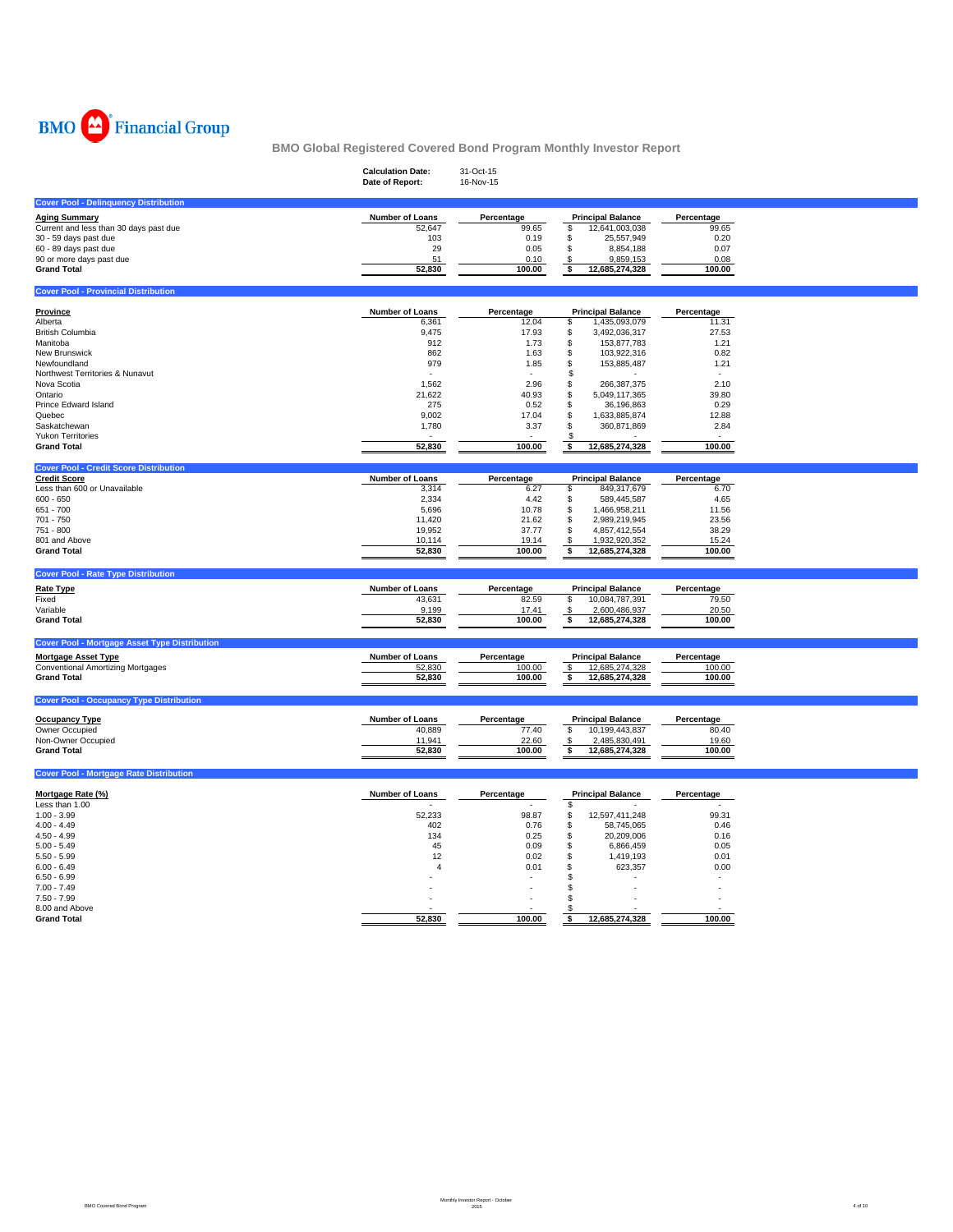BMO Financial Group

# BMO Global Registered Covered Bond Program Monthly Investor Report

**Calculation Date:** 31-Oct-15
**Date of Report:** 16-Nov-15

## Cover Pool - Delinquency Distribution

| Aging Summary | Number of Loans | Percentage | Principal Balance | Percentage |
|---|---|---|---|---|
| Current and less than 30 days past due | 52,647 | 99.65 | $ 12,641,003,038 | 99.65 |
| 30 - 59 days past due | 103 | 0.19 | $ 25,557,949 | 0.20 |
| 60 - 89 days past due | 29 | 0.05 | $ 8,854,188 | 0.07 |
| 90 or more days past due | 51 | 0.10 | $ 9,859,153 | 0.08 |
| **Grand Total** | **52,830** | **100.00** | **$ 12,685,274,328** | **100.00** |

## Cover Pool - Provincial Distribution

| Province | Number of Loans | Percentage | Principal Balance | Percentage |
|---|---|---|---|---|
| Alberta | 6,361 | 12.04 | $ 1,435,093,079 | 11.31 |
| British Columbia | 9,475 | 17.93 | $ 3,492,036,317 | 27.53 |
| Manitoba | 912 | 1.73 | $ 153,877,783 | 1.21 |
| New Brunswick | 862 | 1.63 | $ 103,922,316 | 0.82 |
| Newfoundland | 979 | 1.85 | $ 153,885,487 | 1.21 |
| Northwest Territories & Nunavut | - | - | $ - | - |
| Nova Scotia | 1,562 | 2.96 | $ 266,387,375 | 2.10 |
| Ontario | 21,622 | 40.93 | $ 5,049,117,365 | 39.80 |
| Prince Edward Island | 275 | 0.52 | $ 36,196,863 | 0.29 |
| Quebec | 9,002 | 17.04 | $ 1,633,885,874 | 12.88 |
| Saskatchewan | 1,780 | 3.37 | $ 360,871,869 | 2.84 |
| Yukon Territories | - | - | $ - | - |
| **Grand Total** | **52,830** | **100.00** | **$ 12,685,274,328** | **100.00** |

## Cover Pool - Credit Score Distribution

| Credit Score | Number of Loans | Percentage | Principal Balance | Percentage |
|---|---|---|---|---|
| Less than 600 or Unavailable | 3,314 | 6.27 | $ 849,317,679 | 6.70 |
| 600 - 650 | 2,334 | 4.42 | $ 589,445,587 | 4.65 |
| 651 - 700 | 5,696 | 10.78 | $ 1,466,958,211 | 11.56 |
| 701 - 750 | 11,420 | 21.62 | $ 2,989,219,945 | 23.56 |
| 751 - 800 | 19,952 | 37.77 | $ 4,857,412,554 | 38.29 |
| 801 and Above | 10,114 | 19.14 | $ 1,932,920,352 | 15.24 |
| **Grand Total** | **52,830** | **100.00** | **$ 12,685,274,328** | **100.00** |

## Cover Pool - Rate Type Distribution

| Rate Type | Number of Loans | Percentage | Principal Balance | Percentage |
|---|---|---|---|---|
| Fixed | 43,631 | 82.59 | $ 10,084,787,391 | 79.50 |
| Variable | 9,199 | 17.41 | $ 2,600,486,937 | 20.50 |
| **Grand Total** | **52,830** | **100.00** | **$ 12,685,274,328** | **100.00** |

## Cover Pool - Mortgage Asset Type Distribution

| Mortgage Asset Type | Number of Loans | Percentage | Principal Balance | Percentage |
|---|---|---|---|---|
| Conventional Amortizing Mortgages | 52,830 | 100.00 | $ 12,685,274,328 | 100.00 |
| **Grand Total** | **52,830** | **100.00** | **$ 12,685,274,328** | **100.00** |

## Cover Pool - Occupancy Type Distribution

| Occupancy Type | Number of Loans | Percentage | Principal Balance | Percentage |
|---|---|---|---|---|
| Owner Occupied | 40,889 | 77.40 | $ 10,199,443,837 | 80.40 |
| Non-Owner Occupied | 11,941 | 22.60 | $ 2,485,830,491 | 19.60 |
| **Grand Total** | **52,830** | **100.00** | **$ 12,685,274,328** | **100.00** |

## Cover Pool - Mortgage Rate Distribution

| Mortgage Rate (%) | Number of Loans | Percentage | Principal Balance | Percentage |
|---|---|---|---|---|
| Less than 1.00 | - | - | $ - | - |
| 1.00 - 3.99 | 52,233 | 98.87 | $ 12,597,411,248 | 99.31 |
| 4.00 - 4.49 | 402 | 0.76 | $ 58,745,065 | 0.46 |
| 4.50 - 4.99 | 134 | 0.25 | $ 20,209,006 | 0.16 |
| 5.00 - 5.49 | 45 | 0.09 | $ 6,866,459 | 0.05 |
| 5.50 - 5.99 | 12 | 0.02 | $ 1,419,193 | 0.01 |
| 6.00 - 6.49 | 4 | 0.01 | $ 623,357 | 0.00 |
| 6.50 - 6.99 | - | - | $ - | - |
| 7.00 - 7.49 | - | - | $ - | - |
| 7.50 - 7.99 | - | - | $ - | - |
| 8.00 and Above | - | - | $ - | - |
| **Grand Total** | **52,830** | **100.00** | **$ 12,685,274,328** | **100.00** |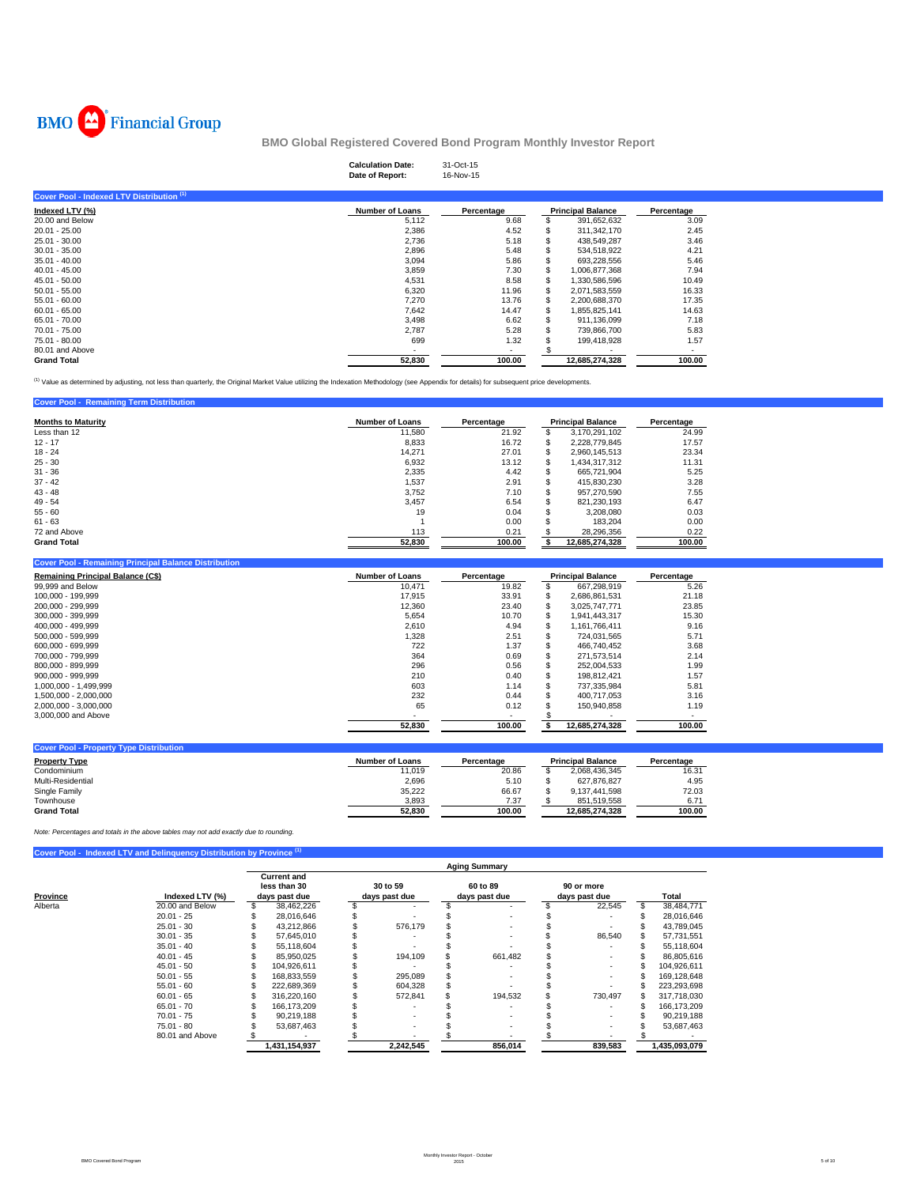BMO Financial Group

## BMO Global Registered Covered Bond Program Monthly Investor Report

**Calculation Date:** 31-Oct-15
**Date of Report:** 16-Nov-15

### Cover Pool - Indexed LTV Distribution [1]

| Indexed LTV (%) | Number of Loans | Percentage | Principal Balance | Percentage |
|---|---|---|---|---|
| 20.00 and Below | 5,112 | 9.68 | $ 391,652,632 | 3.09 |
| 20.01 - 25.00 | 2,386 | 4.52 | $ 311,342,170 | 2.45 |
| 25.01 - 30.00 | 2,736 | 5.18 | $ 438,549,287 | 3.46 |
| 30.01 - 35.00 | 2,896 | 5.48 | $ 534,518,922 | 4.21 |
| 35.01 - 40.00 | 3,094 | 5.86 | $ 693,228,556 | 5.46 |
| 40.01 - 45.00 | 3,859 | 7.30 | $ 1,006,877,368 | 7.94 |
| 45.01 - 50.00 | 4,531 | 8.58 | $ 1,330,586,596 | 10.49 |
| 50.01 - 55.00 | 6,320 | 11.96 | $ 2,071,583,559 | 16.33 |
| 55.01 - 60.00 | 7,270 | 13.76 | $ 2,200,688,370 | 17.35 |
| 60.01 - 65.00 | 7,642 | 14.47 | $ 1,855,825,141 | 14.63 |
| 65.01 - 70.00 | 3,498 | 6.62 | $ 911,136,099 | 7.18 |
| 70.01 - 75.00 | 2,787 | 5.28 | $ 739,866,700 | 5.83 |
| 75.01 - 80.00 | 699 | 1.32 | $ 199,418,928 | 1.57 |
| 80.01 and Above | - | - | $ - | - |
| **Grand Total** | **52,830** | **100.00** | **12,685,274,328** | **100.00** |

[1] Value as determined by adjusting, not less than quarterly, the Original Market Value utilizing the Indexation Methodology (see Appendix for details) for subsequent price developments.

### Cover Pool - Remaining Term Distribution

| Months to Maturity | Number of Loans | Percentage | Principal Balance | Percentage |
|---|---|---|---|---|
| Less than 12 | 11,580 | 21.92 | $ 3,170,291,102 | 24.99 |
| 12 - 17 | 8,833 | 16.72 | $ 2,228,779,845 | 17.57 |
| 18 - 24 | 14,271 | 27.01 | $ 2,960,145,513 | 23.34 |
| 25 - 30 | 6,932 | 13.12 | $ 1,434,317,312 | 11.31 |
| 31 - 36 | 2,335 | 4.42 | $ 665,721,904 | 5.25 |
| 37 - 42 | 1,537 | 2.91 | $ 415,830,230 | 3.28 |
| 43 - 48 | 3,752 | 7.10 | $ 957,270,590 | 7.55 |
| 49 - 54 | 3,457 | 6.54 | $ 821,230,193 | 6.47 |
| 55 - 60 | 19 | 0.04 | $ 3,208,080 | 0.03 |
| 61 - 63 | 1 | 0.00 | $ 183,204 | 0.00 |
| 72 and Above | 113 | 0.21 | $ 28,296,356 | 0.22 |
| **Grand Total** | **52,830** | **100.00** | **$ 12,685,274,328** | **100.00** |

### Cover Pool - Remaining Principal Balance Distribution

| Remaining Principal Balance (C$) | Number of Loans | Percentage | Principal Balance | Percentage |
|---|---|---|---|---|
| 99,999 and Below | 10,471 | 19.82 | $ 667,298,919 | 5.26 |
| 100,000 - 199,999 | 17,915 | 33.91 | $ 2,686,861,531 | 21.18 |
| 200,000 - 299,999 | 12,360 | 23.40 | $ 3,025,747,771 | 23.85 |
| 300,000 - 399,999 | 5,654 | 10.70 | $ 1,941,443,317 | 15.30 |
| 400,000 - 499,999 | 2,610 | 4.94 | $ 1,161,766,411 | 9.16 |
| 500,000 - 599,999 | 1,328 | 2.51 | $ 724,031,565 | 5.71 |
| 600,000 - 699,999 | 722 | 1.37 | $ 466,740,452 | 3.68 |
| 700,000 - 799,999 | 364 | 0.69 | $ 271,573,514 | 2.14 |
| 800,000 - 899,999 | 296 | 0.56 | $ 252,004,533 | 1.99 |
| 900,000 - 999,999 | 210 | 0.40 | $ 198,812,421 | 1.57 |
| 1,000,000 - 1,499,999 | 603 | 1.14 | $ 737,335,984 | 5.81 |
| 1,500,000 - 2,000,000 | 232 | 0.44 | $ 400,717,053 | 3.16 |
| 2,000,000 - 3,000,000 | 65 | 0.12 | $ 150,940,858 | 1.19 |
| 3,000,000 and Above | - | - | $ - | - |
| | **52,830** | **100.00** | **$ 12,685,274,328** | **100.00** |

### Cover Pool - Property Type Distribution

| Property Type | Number of Loans | Percentage | Principal Balance | Percentage |
|---|---|---|---|---|
| Condominium | 11,019 | 20.86 | $ 2,068,436,345 | 16.31 |
| Multi-Residential | 2,696 | 5.10 | $ 627,876,827 | 4.95 |
| Single Family | 35,222 | 66.67 | $ 9,137,441,598 | 72.03 |
| Townhouse | 3,893 | 7.37 | $ 851,519,558 | 6.71 |
| **Grand Total** | **52,830** | **100.00** | **12,685,274,328** | **100.00** |

*Note: Percentages and totals in the above tables may not add exactly due to rounding.*

### Cover Pool - Indexed LTV and Delinquency Distribution by Province [1]

| | | Aging Summary | | | | |
|---|---|---|---|---|---|---|
| **Province** | **Indexed LTV (%)** | **Current and less than 30 days past due** | **30 to 59 days past due** | **60 to 89 days past due** | **90 or more days past due** | **Total** |
| Alberta | 20.00 and Below | $ 38,462,226 | $ - | $ - | $ 22,545 | $ 38,484,771 |
| | 20.01 - 25 | $ 28,016,646 | $ - | $ - | $ - | $ 28,016,646 |
| | 25.01 - 30 | $ 43,212,866 | $ 576,179 | $ - | $ - | $ 43,789,045 |
| | 30.01 - 35 | $ 57,645,010 | $ - | $ - | $ 86,540 | $ 57,731,551 |
| | 35.01 - 40 | $ 55,118,604 | $ - | $ - | $ - | $ 55,118,604 |
| | 40.01 - 45 | $ 85,950,025 | $ 194,109 | $ 661,482 | $ - | $ 86,805,616 |
| | 45.01 - 50 | $ 104,926,611 | $ - | $ - | $ - | $ 104,926,611 |
| | 50.01 - 55 | $ 168,833,559 | $ 295,089 | $ - | $ - | $ 169,128,648 |
| | 55.01 - 60 | $ 222,689,369 | $ 604,328 | $ - | $ - | $ 223,293,698 |
| | 60.01 - 65 | $ 316,220,160 | $ 572,841 | $ 194,532 | $ 730,497 | $ 317,718,030 |
| | 65.01 - 70 | $ 166,173,209 | $ - | $ - | $ - | $ 166,173,209 |
| | 70.01 - 75 | $ 90,219,188 | $ - | $ - | $ - | $ 90,219,188 |
| | 75.01 - 80 | $ 53,687,463 | $ - | $ - | $ - | $ 53,687,463 |
| | 80.01 and Above | $ - | $ - | $ - | $ - | $ - |
| | | **1,431,154,937** | **2,242,545** | **856,014** | **839,583** | **1,435,093,079** |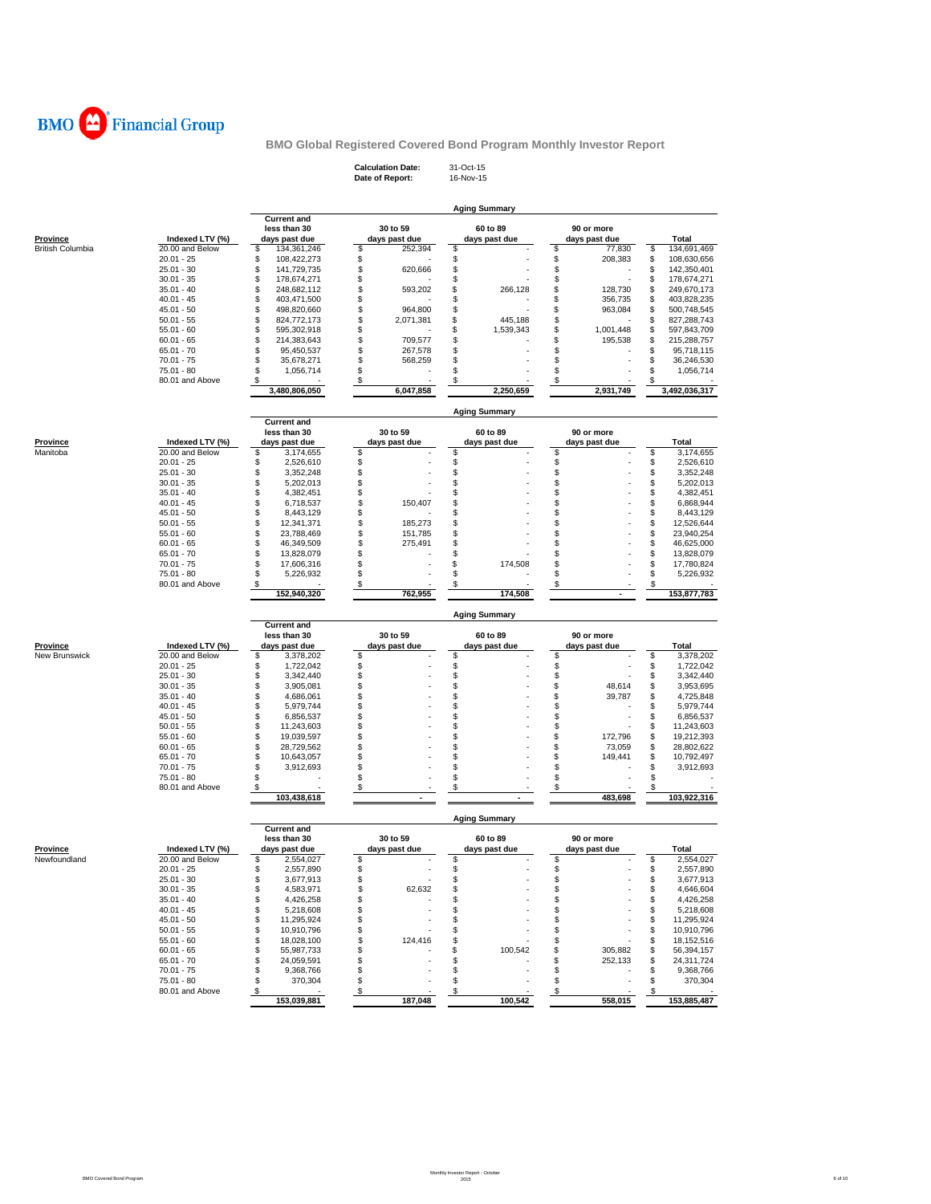# BMO Financial Group

## BMO Global Registered Covered Bond Program Monthly Investor Report

**Calculation Date:** 31-Oct-15
**Date of Report:** 16-Nov-15

### Aging Summary

| Province | Indexed LTV (%) | Current and less than 30 days past due | 30 to 59 days past due | 60 to 89 days past due | 90 or more days past due | Total |
|---|---|---|---|---|---|---|
| British Columbia | 20.00 and Below | $ 134,361,246 | $ 252,394 | $ - | $ 77,830 | $ 134,691,469 |
| | 20.01 - 25 | $ 108,422,273 | $ - | $ - | $ 208,383 | $ 108,630,656 |
| | 25.01 - 30 | $ 141,729,735 | $ 620,666 | $ - | $ - | $ 142,350,401 |
| | 30.01 - 35 | $ 178,674,271 | $ - | $ - | $ - | $ 178,674,271 |
| | 35.01 - 40 | $ 248,682,112 | $ 593,202 | $ 266,128 | $ 128,730 | $ 249,670,173 |
| | 40.01 - 45 | $ 403,471,500 | $ - | $ - | $ 356,735 | $ 403,828,235 |
| | 45.01 - 50 | $ 498,820,660 | $ 964,800 | $ - | $ 963,084 | $ 500,748,545 |
| | 50.01 - 55 | $ 824,772,173 | $ 2,071,381 | $ 445,188 | $ - | $ 827,288,743 |
| | 55.01 - 60 | $ 595,302,918 | $ - | $ 1,539,343 | $ 1,001,448 | $ 597,843,709 |
| | 60.01 - 65 | $ 214,383,643 | $ 709,577 | $ - | $ 195,538 | $ 215,288,757 |
| | 65.01 - 70 | $ 95,450,537 | $ 267,578 | $ - | $ - | $ 95,718,115 |
| | 70.01 - 75 | $ 35,678,271 | $ 568,259 | $ - | $ - | $ 36,246,530 |
| | 75.01 - 80 | $ 1,056,714 | $ - | $ - | $ - | $ 1,056,714 |
| | 80.01 and Above | $ - | $ - | $ - | $ - | $ - |
| | | 3,480,806,050 | 6,047,858 | 2,250,659 | 2,931,749 | 3,492,036,317 |

### Aging Summary

| Province | Indexed LTV (%) | Current and less than 30 days past due | 30 to 59 days past due | 60 to 89 days past due | 90 or more days past due | Total |
|---|---|---|---|---|---|---|
| Manitoba | 20.00 and Below | $ 3,174,655 | $ - | $ - | $ - | $ 3,174,655 |
| | 20.01 - 25 | $ 2,526,610 | $ - | $ - | $ - | $ 2,526,610 |
| | 25.01 - 30 | $ 3,352,248 | $ - | $ - | $ - | $ 3,352,248 |
| | 30.01 - 35 | $ 5,202,013 | $ - | $ - | $ - | $ 5,202,013 |
| | 35.01 - 40 | $ 4,382,451 | $ - | $ - | $ - | $ 4,382,451 |
| | 40.01 - 45 | $ 6,718,537 | $ 150,407 | $ - | $ - | $ 6,868,944 |
| | 45.01 - 50 | $ 8,443,129 | $ - | $ - | $ - | $ 8,443,129 |
| | 50.01 - 55 | $ 12,341,371 | $ 185,273 | $ - | $ - | $ 12,526,644 |
| | 55.01 - 60 | $ 23,788,469 | $ 151,785 | $ - | $ - | $ 23,940,254 |
| | 60.01 - 65 | $ 46,349,509 | $ 275,491 | $ - | $ - | $ 46,625,000 |
| | 65.01 - 70 | $ 13,828,079 | $ - | $ - | $ - | $ 13,828,079 |
| | 70.01 - 75 | $ 17,606,316 | $ - | $ 174,508 | $ - | $ 17,780,824 |
| | 75.01 - 80 | $ 5,226,932 | $ - | $ - | $ - | $ 5,226,932 |
| | 80.01 and Above | $ - | $ - | $ - | $ - | $ - |
| | | 152,940,320 | 762,955 | 174,508 | - | 153,877,783 |

### Aging Summary

| Province | Indexed LTV (%) | Current and less than 30 days past due | 30 to 59 days past due | 60 to 89 days past due | 90 or more days past due | Total |
|---|---|---|---|---|---|---|
| New Brunswick | 20.00 and Below | $ 3,378,202 | $ - | $ - | $ - | $ 3,378,202 |
| | 20.01 - 25 | $ 1,722,042 | $ - | $ - | $ - | $ 1,722,042 |
| | 25.01 - 30 | $ 3,342,440 | $ - | $ - | $ - | $ 3,342,440 |
| | 30.01 - 35 | $ 3,905,081 | $ - | $ - | $ 48,614 | $ 3,953,695 |
| | 35.01 - 40 | $ 4,686,061 | $ - | $ - | $ 39,787 | $ 4,725,848 |
| | 40.01 - 45 | $ 5,979,744 | $ - | $ - | $ - | $ 5,979,744 |
| | 45.01 - 50 | $ 6,856,537 | $ - | $ - | $ - | $ 6,856,537 |
| | 50.01 - 55 | $ 11,243,603 | $ - | $ - | $ - | $ 11,243,603 |
| | 55.01 - 60 | $ 19,039,597 | $ - | $ - | $ 172,796 | $ 19,212,393 |
| | 60.01 - 65 | $ 28,729,562 | $ - | $ - | $ 73,059 | $ 28,802,622 |
| | 65.01 - 70 | $ 10,643,057 | $ - | $ - | $ 149,441 | $ 10,792,497 |
| | 70.01 - 75 | $ 3,912,693 | $ - | $ - | $ - | $ 3,912,693 |
| | 75.01 - 80 | $ - | $ - | $ - | $ - | $ - |
| | 80.01 and Above | $ - | $ - | $ - | $ - | $ - |
| | | 103,438,618 | - | - | 483,698 | 103,922,316 |

### Aging Summary

| Province | Indexed LTV (%) | Current and less than 30 days past due | 30 to 59 days past due | 60 to 89 days past due | 90 or more days past due | Total |
|---|---|---|---|---|---|---|
| Newfoundland | 20.00 and Below | $ 2,554,027 | $ - | $ - | $ - | $ 2,554,027 |
| | 20.01 - 25 | $ 2,557,890 | $ - | $ - | $ - | $ 2,557,890 |
| | 25.01 - 30 | $ 3,677,913 | $ - | $ - | $ - | $ 3,677,913 |
| | 30.01 - 35 | $ 4,583,971 | $ 62,632 | $ - | $ - | $ 4,646,604 |
| | 35.01 - 40 | $ 4,426,258 | $ - | $ - | $ - | $ 4,426,258 |
| | 40.01 - 45 | $ 5,218,608 | $ - | $ - | $ - | $ 5,218,608 |
| | 45.01 - 50 | $ 11,295,924 | $ - | $ - | $ - | $ 11,295,924 |
| | 50.01 - 55 | $ 10,910,796 | $ - | $ - | $ - | $ 10,910,796 |
| | 55.01 - 60 | $ 18,028,100 | $ 124,416 | $ - | $ - | $ 18,152,516 |
| | 60.01 - 65 | $ 55,987,733 | $ - | $ 100,542 | $ 305,882 | $ 56,394,157 |
| | 65.01 - 70 | $ 24,059,591 | $ - | $ - | $ 252,133 | $ 24,311,724 |
| | 70.01 - 75 | $ 9,368,766 | $ - | $ - | $ - | $ 9,368,766 |
| | 75.01 - 80 | $ 370,304 | $ - | $ - | $ - | $ 370,304 |
| | 80.01 and Above | $ - | $ - | $ - | $ - | $ - |
| | | 153,039,881 | 187,048 | 100,542 | 558,015 | 153,885,487 |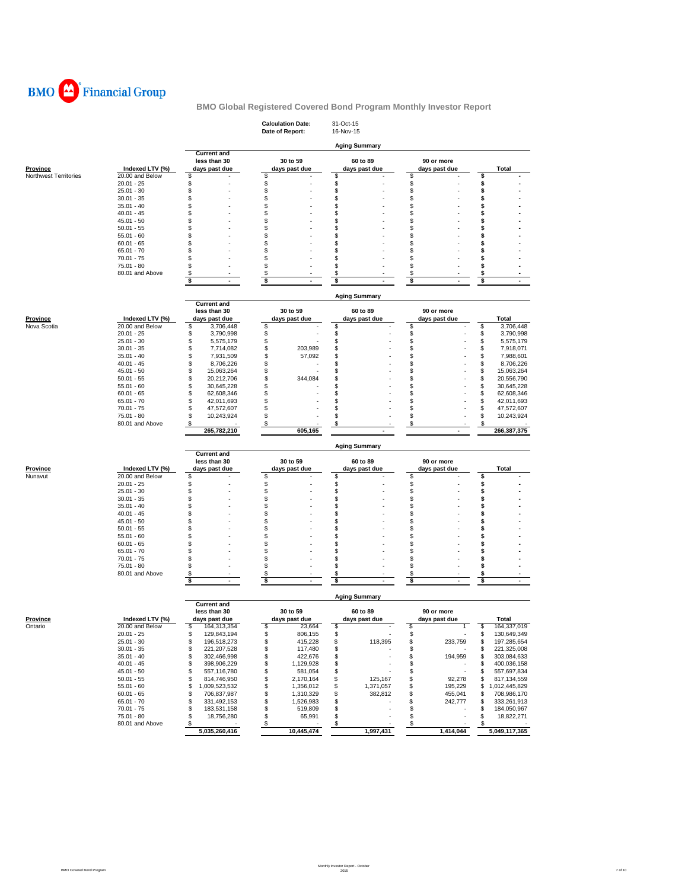BMO Financial Group

## BMO Global Registered Covered Bond Program Monthly Investor Report

**Calculation Date:** 31-Oct-15
**Date of Report:** 16-Nov-15

### Aging Summary

| Province | Indexed LTV (%) | Current and less than 30 days past due | 30 to 59 days past due | 60 to 89 days past due | 90 or more days past due | Total |
|---|---|---|---|---|---|---|
| Northwest Territories | 20.00 and Below | $ - | $ - | $ - | $ - | $ - |
| | 20.01 - 25 | $ - | $ - | $ - | $ - | $ - |
| | 25.01 - 30 | $ - | $ - | $ - | $ - | $ - |
| | 30.01 - 35 | $ - | $ - | $ - | $ - | $ - |
| | 35.01 - 40 | $ - | $ - | $ - | $ - | $ - |
| | 40.01 - 45 | $ - | $ - | $ - | $ - | $ - |
| | 45.01 - 50 | $ - | $ - | $ - | $ - | $ - |
| | 50.01 - 55 | $ - | $ - | $ - | $ - | $ - |
| | 55.01 - 60 | $ - | $ - | $ - | $ - | $ - |
| | 60.01 - 65 | $ - | $ - | $ - | $ - | $ - |
| | 65.01 - 70 | $ - | $ - | $ - | $ - | $ - |
| | 70.01 - 75 | $ - | $ - | $ - | $ - | $ - |
| | 75.01 - 80 | $ - | $ - | $ - | $ - | $ - |
| | 80.01 and Above | $ - | $ - | $ - | $ - | $ - |
| | | $ - | $ - | $ - | $ - | $ - |

### Aging Summary

| Province | Indexed LTV (%) | Current and less than 30 days past due | 30 to 59 days past due | 60 to 89 days past due | 90 or more days past due | Total |
|---|---|---|---|---|---|---|
| Nova Scotia | 20.00 and Below | $ 3,706,448 | $ - | $ - | $ - | $ 3,706,448 |
| | 20.01 - 25 | $ 3,790,998 | $ - | $ - | $ - | $ 3,790,998 |
| | 25.01 - 30 | $ 5,575,179 | $ - | $ - | $ - | $ 5,575,179 |
| | 30.01 - 35 | $ 7,714,082 | $ 203,989 | $ - | $ - | $ 7,918,071 |
| | 35.01 - 40 | $ 7,931,509 | $ 57,092 | $ - | $ - | $ 7,988,601 |
| | 40.01 - 45 | $ 8,706,226 | $ - | $ - | $ - | $ 8,706,226 |
| | 45.01 - 50 | $ 15,063,264 | $ - | $ - | $ - | $ 15,063,264 |
| | 50.01 - 55 | $ 20,212,706 | $ 344,084 | $ - | $ - | $ 20,556,790 |
| | 55.01 - 60 | $ 30,645,228 | $ - | $ - | $ - | $ 30,645,228 |
| | 60.01 - 65 | $ 62,608,346 | $ - | $ - | $ - | $ 62,608,346 |
| | 65.01 - 70 | $ 42,011,693 | $ - | $ - | $ - | $ 42,011,693 |
| | 70.01 - 75 | $ 47,572,607 | $ - | $ - | $ - | $ 47,572,607 |
| | 75.01 - 80 | $ 10,243,924 | $ - | $ - | $ - | $ 10,243,924 |
| | 80.01 and Above | $ - | $ - | $ - | $ - | $ - |
| | | 265,782,210 | 605,165 | - | - | 266,387,375 |

### Aging Summary

| Province | Indexed LTV (%) | Current and less than 30 days past due | 30 to 59 days past due | 60 to 89 days past due | 90 or more days past due | Total |
|---|---|---|---|---|---|---|
| Nunavut | 20.00 and Below | $ - | $ - | $ - | $ - | $ - |
| | 20.01 - 25 | $ - | $ - | $ - | $ - | $ - |
| | 25.01 - 30 | $ - | $ - | $ - | $ - | $ - |
| | 30.01 - 35 | $ - | $ - | $ - | $ - | $ - |
| | 35.01 - 40 | $ - | $ - | $ - | $ - | $ - |
| | 40.01 - 45 | $ - | $ - | $ - | $ - | $ - |
| | 45.01 - 50 | $ - | $ - | $ - | $ - | $ - |
| | 50.01 - 55 | $ - | $ - | $ - | $ - | $ - |
| | 55.01 - 60 | $ - | $ - | $ - | $ - | $ - |
| | 60.01 - 65 | $ - | $ - | $ - | $ - | $ - |
| | 65.01 - 70 | $ - | $ - | $ - | $ - | $ - |
| | 70.01 - 75 | $ - | $ - | $ - | $ - | $ - |
| | 75.01 - 80 | $ - | $ - | $ - | $ - | $ - |
| | 80.01 and Above | $ - | $ - | $ - | $ - | $ - |
| | | $ - | $ - | $ - | $ - | $ - |

### Aging Summary

| Province | Indexed LTV (%) | Current and less than 30 days past due | 30 to 59 days past due | 60 to 89 days past due | 90 or more days past due | Total |
|---|---|---|---|---|---|---|
| Ontario | 20.00 and Below | $ 164,313,354 | $ 23,664 | $ - | $ 1 | $ 164,337,019 |
| | 20.01 - 25 | $ 129,843,194 | $ 806,155 | $ - | $ - | $ 130,649,349 |
| | 25.01 - 30 | $ 196,518,273 | $ 415,228 | $ 118,395 | $ 233,759 | $ 197,285,654 |
| | 30.01 - 35 | $ 221,207,528 | $ 117,480 | $ - | $ - | $ 221,325,008 |
| | 35.01 - 40 | $ 302,466,998 | $ 422,676 | $ - | $ 194,959 | $ 303,084,633 |
| | 40.01 - 45 | $ 398,906,229 | $ 1,129,928 | $ - | $ - | $ 400,036,158 |
| | 45.01 - 50 | $ 557,116,780 | $ 581,054 | $ - | $ - | $ 557,697,834 |
| | 50.01 - 55 | $ 814,746,950 | $ 2,170,164 | $ 125,167 | $ 92,278 | $ 817,134,559 |
| | 55.01 - 60 | $ 1,009,523,532 | $ 1,356,012 | $ 1,371,057 | $ 195,229 | $ 1,012,445,829 |
| | 60.01 - 65 | $ 706,837,987 | $ 1,310,329 | $ 382,812 | $ 455,041 | $ 708,986,170 |
| | 65.01 - 70 | $ 331,492,153 | $ 1,526,983 | $ - | $ 242,777 | $ 333,261,913 |
| | 70.01 - 75 | $ 183,531,158 | $ 519,809 | $ - | $ - | $ 184,050,967 |
| | 75.01 - 80 | $ 18,756,280 | $ 65,991 | $ - | $ - | $ 18,822,271 |
| | 80.01 and Above | $ - | $ - | $ - | $ - | $ - |
| | | 5,035,260,416 | 10,445,474 | 1,997,431 | 1,414,044 | 5,049,117,365 |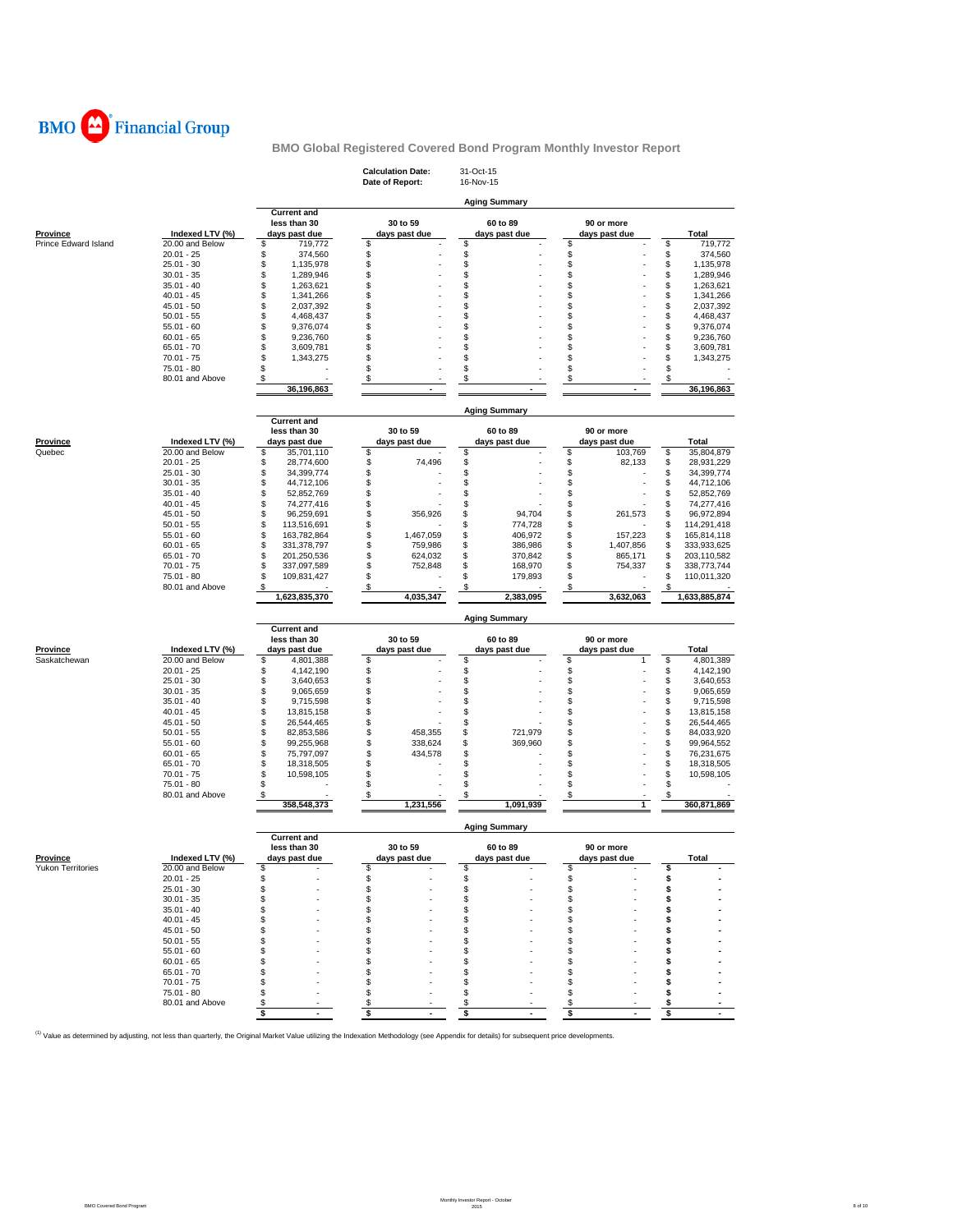# BMO Financial Group

## BMO Global Registered Covered Bond Program Monthly Investor Report

**Calculation Date:** 31-Oct-15
**Date of Report:** 16-Nov-15

### Aging Summary

| Province | Indexed LTV (%) | Current and less than 30 days past due | 30 to 59 days past due | 60 to 89 days past due | 90 or more days past due | Total |
|---|---|---|---|---|---|---|
| Prince Edward Island | 20.00 and Below | $ 719,772 | $ - | $ - | $ - | $ 719,772 |
| | 20.01 - 25 | $ 374,560 | $ - | $ - | $ - | $ 374,560 |
| | 25.01 - 30 | $ 1,135,978 | $ - | $ - | $ - | $ 1,135,978 |
| | 30.01 - 35 | $ 1,289,946 | $ - | $ - | $ - | $ 1,289,946 |
| | 35.01 - 40 | $ 1,263,621 | $ - | $ - | $ - | $ 1,263,621 |
| | 40.01 - 45 | $ 1,341,266 | $ - | $ - | $ - | $ 1,341,266 |
| | 45.01 - 50 | $ 2,037,392 | $ - | $ - | $ - | $ 2,037,392 |
| | 50.01 - 55 | $ 4,468,437 | $ - | $ - | $ - | $ 4,468,437 |
| | 55.01 - 60 | $ 9,376,074 | $ - | $ - | $ - | $ 9,376,074 |
| | 60.01 - 65 | $ 9,236,760 | $ - | $ - | $ - | $ 9,236,760 |
| | 65.01 - 70 | $ 3,609,781 | $ - | $ - | $ - | $ 3,609,781 |
| | 70.01 - 75 | $ 1,343,275 | $ - | $ - | $ - | $ 1,343,275 |
| | 75.01 - 80 | $ - | $ - | $ - | $ - | $ - |
| | 80.01 and Above | $ - | $ - | $ - | $ - | $ - |
| | | 36,196,863 | - | - | - | 36,196,863 |

### Aging Summary

| Province | Indexed LTV (%) | Current and less than 30 days past due | 30 to 59 days past due | 60 to 89 days past due | 90 or more days past due | Total |
|---|---|---|---|---|---|---|
| Quebec | 20.00 and Below | $ 35,701,110 | $ - | $ - | $ 103,769 | $ 35,804,879 |
| | 20.01 - 25 | $ 28,774,600 | $ 74,496 | $ - | $ 82,133 | $ 28,931,229 |
| | 25.01 - 30 | $ 34,399,774 | $ - | $ - | $ - | $ 34,399,774 |
| | 30.01 - 35 | $ 44,712,106 | $ - | $ - | $ - | $ 44,712,106 |
| | 35.01 - 40 | $ 52,852,769 | $ - | $ - | $ - | $ 52,852,769 |
| | 40.01 - 45 | $ 74,277,416 | $ - | $ - | $ - | $ 74,277,416 |
| | 45.01 - 50 | $ 96,259,691 | $ 356,926 | $ 94,704 | $ 261,573 | $ 96,972,894 |
| | 50.01 - 55 | $ 113,516,691 | $ - | $ 774,728 | $ - | $ 114,291,418 |
| | 55.01 - 60 | $ 163,782,864 | $ 1,467,059 | $ 406,972 | $ 157,223 | $ 165,814,118 |
| | 60.01 - 65 | $ 331,378,797 | $ 759,986 | $ 386,986 | $ 1,407,856 | $ 333,933,625 |
| | 65.01 - 70 | $ 201,250,536 | $ 624,032 | $ 370,842 | $ 865,171 | $ 203,110,582 |
| | 70.01 - 75 | $ 337,097,589 | $ 752,848 | $ 168,970 | $ 754,337 | $ 338,773,744 |
| | 75.01 - 80 | $ 109,831,427 | $ - | $ 179,893 | $ - | $ 110,011,320 |
| | 80.01 and Above | $ - | $ - | $ - | $ - | $ - |
| | | 1,623,835,370 | 4,035,347 | 2,383,095 | 3,632,063 | 1,633,885,874 |

### Aging Summary

| Province | Indexed LTV (%) | Current and less than 30 days past due | 30 to 59 days past due | 60 to 89 days past due | 90 or more days past due | Total |
|---|---|---|---|---|---|---|
| Saskatchewan | 20.00 and Below | $ 4,801,388 | $ - | $ - | $ 1 | $ 4,801,389 |
| | 20.01 - 25 | $ 4,142,190 | $ - | $ - | $ - | $ 4,142,190 |
| | 25.01 - 30 | $ 3,640,653 | $ - | $ - | $ - | $ 3,640,653 |
| | 30.01 - 35 | $ 9,065,659 | $ - | $ - | $ - | $ 9,065,659 |
| | 35.01 - 40 | $ 9,715,598 | $ - | $ - | $ - | $ 9,715,598 |
| | 40.01 - 45 | $ 13,815,158 | $ - | $ - | $ - | $ 13,815,158 |
| | 45.01 - 50 | $ 26,544,465 | $ - | $ - | $ - | $ 26,544,465 |
| | 50.01 - 55 | $ 82,853,586 | $ 458,355 | $ 721,979 | $ - | $ 84,033,920 |
| | 55.01 - 60 | $ 99,255,968 | $ 338,624 | $ 369,960 | $ - | $ 99,964,552 |
| | 60.01 - 65 | $ 75,797,097 | $ 434,578 | $ - | $ - | $ 76,231,675 |
| | 65.01 - 70 | $ 18,318,505 | $ - | $ - | $ - | $ 18,318,505 |
| | 70.01 - 75 | $ 10,598,105 | $ - | $ - | $ - | $ 10,598,105 |
| | 75.01 - 80 | $ - | $ - | $ - | $ - | $ - |
| | 80.01 and Above | $ - | $ - | $ - | $ - | $ - |
| | | 358,548,373 | 1,231,556 | 1,091,939 | 1 | 360,871,869 |

### Aging Summary

| Province | Indexed LTV (%) | Current and less than 30 days past due | 30 to 59 days past due | 60 to 89 days past due | 90 or more days past due | Total |
|---|---|---|---|---|---|---|
| Yukon Territories | 20.00 and Below | $ - | $ - | $ - | $ - | $ - |
| | 20.01 - 25 | $ - | $ - | $ - | $ - | $ - |
| | 25.01 - 30 | $ - | $ - | $ - | $ - | $ - |
| | 30.01 - 35 | $ - | $ - | $ - | $ - | $ - |
| | 35.01 - 40 | $ - | $ - | $ - | $ - | $ - |
| | 40.01 - 45 | $ - | $ - | $ - | $ - | $ - |
| | 45.01 - 50 | $ - | $ - | $ - | $ - | $ - |
| | 50.01 - 55 | $ - | $ - | $ - | $ - | $ - |
| | 55.01 - 60 | $ - | $ - | $ - | $ - | $ - |
| | 60.01 - 65 | $ - | $ - | $ - | $ - | $ - |
| | 65.01 - 70 | $ - | $ - | $ - | $ - | $ - |
| | 70.01 - 75 | $ - | $ - | $ - | $ - | $ - |
| | 75.01 - 80 | $ - | $ - | $ - | $ - | $ - |
| | 80.01 and Above | $ - | $ - | $ - | $ - | $ - |
| | | $ - | $ - | $ - | $ - | $ - |

[1] Value as determined by adjusting, not less than quarterly, the Original Market Value utilizing the Indexation Methodology (see Appendix for details) for subsequent price developments.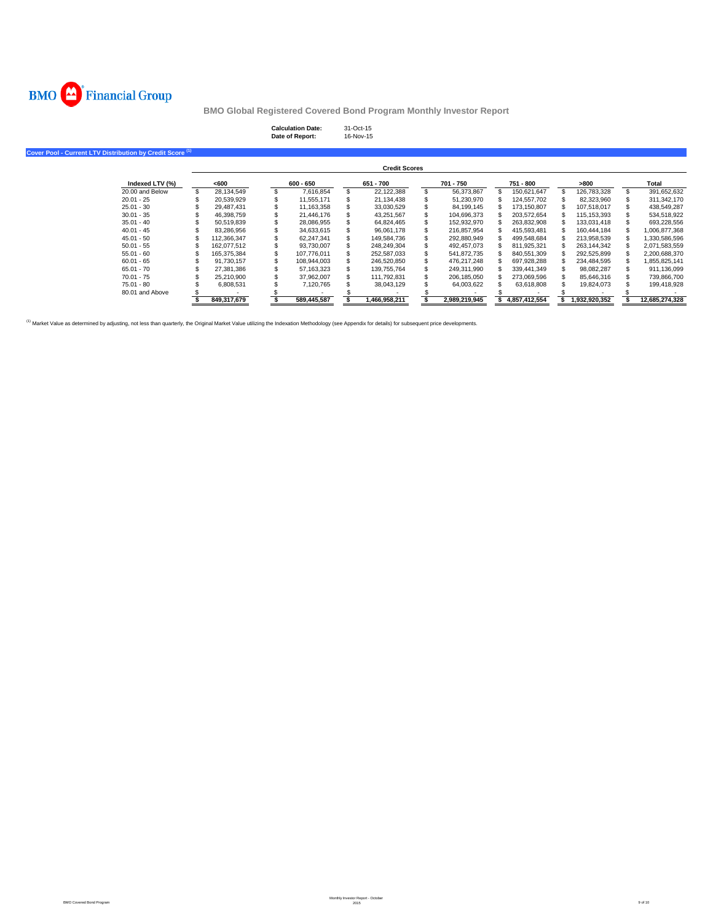BMO Financial Group

## BMO Global Registered Covered Bond Program Monthly Investor Report

**Calculation Date:** 31-Oct-15
**Date of Report:** 16-Nov-15

### Cover Pool - Current LTV Distribution by Credit Score [(1)]

| | Credit Scores | | | | | | |
|---|---|---|---|---|---|---|---|
| **Indexed LTV (%)** | **<600** | **600 - 650** | **651 - 700** | **701 - 750** | **751 - 800** | **>800** | **Total** |
| 20.00 and Below | $ 28,134,549 | $ 7,616,854 | $ 22,122,388 | $ 56,373,867 | $ 150,621,647 | $ 126,783,328 | $ 391,652,632 |
| 20.01 - 25 | $ 20,539,929 | $ 11,555,171 | $ 21,134,438 | $ 51,230,970 | $ 124,557,702 | $ 82,323,960 | $ 311,342,170 |
| 25.01 - 30 | $ 29,487,431 | $ 11,163,358 | $ 33,030,529 | $ 84,199,145 | $ 173,150,807 | $ 107,518,017 | $ 438,549,287 |
| 30.01 - 35 | $ 46,398,759 | $ 21,446,176 | $ 43,251,567 | $ 104,696,373 | $ 203,572,654 | $ 115,153,393 | $ 534,518,922 |
| 35.01 - 40 | $ 50,519,839 | $ 28,086,955 | $ 64,824,465 | $ 152,932,970 | $ 263,832,908 | $ 133,031,418 | $ 693,228,556 |
| 40.01 - 45 | $ 83,286,956 | $ 34,633,615 | $ 96,061,178 | $ 216,857,954 | $ 415,593,481 | $ 160,444,184 | $ 1,006,877,368 |
| 45.01 - 50 | $ 112,366,347 | $ 62,247,341 | $ 149,584,736 | $ 292,880,949 | $ 499,548,684 | $ 213,958,539 | $ 1,330,586,596 |
| 50.01 - 55 | $ 162,077,512 | $ 93,730,007 | $ 248,249,304 | $ 492,457,073 | $ 811,925,321 | $ 263,144,342 | $ 2,071,583,559 |
| 55.01 - 60 | $ 165,375,384 | $ 107,776,011 | $ 252,587,033 | $ 541,872,735 | $ 840,551,309 | $ 292,525,899 | $ 2,200,688,370 |
| 60.01 - 65 | $ 91,730,157 | $ 108,944,003 | $ 246,520,850 | $ 476,217,248 | $ 697,928,288 | $ 234,484,595 | $ 1,855,825,141 |
| 65.01 - 70 | $ 27,381,386 | $ 57,163,323 | $ 139,755,764 | $ 249,311,990 | $ 339,441,349 | $ 98,082,287 | $ 911,136,099 |
| 70.01 - 75 | $ 25,210,900 | $ 37,962,007 | $ 111,792,831 | $ 206,185,050 | $ 273,069,596 | $ 85,646,316 | $ 739,866,700 |
| 75.01 - 80 | $ 6,808,531 | $ 7,120,765 | $ 38,043,129 | $ 64,003,622 | $ 63,618,808 | $ 19,824,073 | $ 199,418,928 |
| 80.01 and Above | $ - | $ - | $ - | $ - | $ - | $ - | $ - |
| | **$ 849,317,679** | **$ 589,445,587** | **$ 1,466,958,211** | **$ 2,989,219,945** | **$ 4,857,412,554** | **$ 1,932,920,352** | **$ 12,685,274,328** |

[(1)] Market Value as determined by adjusting, not less than quarterly, the Original Market Value utilizing the Indexation Methodology (see Appendix for details) for subsequent price developments.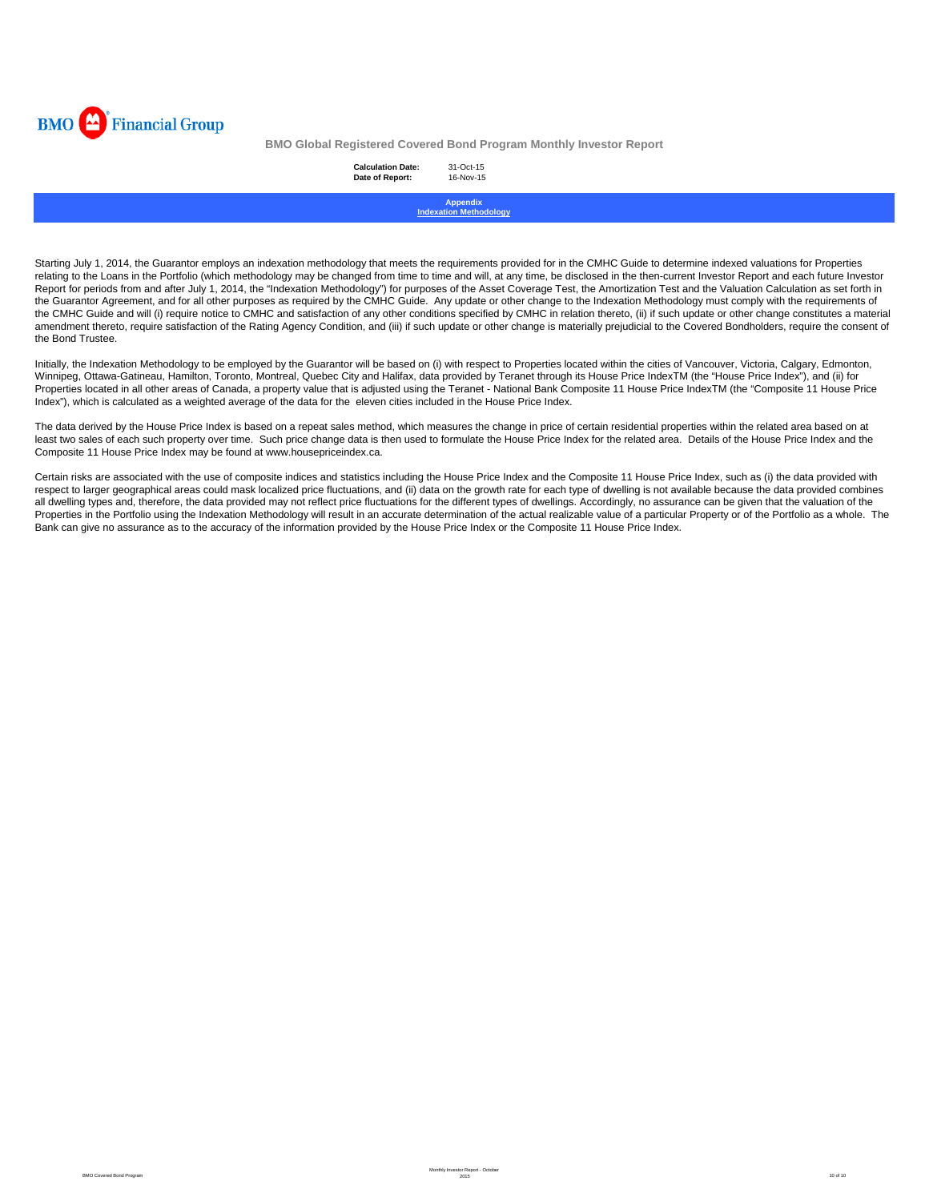BMO Financial Group

# BMO Global Registered Covered Bond Program Monthly Investor Report

| | |
|---|---|
| **Calculation Date:** | 31-Oct-15 |
| **Date of Report:** | 16-Nov-15 |

## Appendix
## Indexation Methodology

Starting July 1, 2014, the Guarantor employs an indexation methodology that meets the requirements provided for in the CMHC Guide to determine indexed valuations for Properties relating to the Loans in the Portfolio (which methodology may be changed from time to time and will, at any time, be disclosed in the then-current Investor Report and each future Investor Report for periods from and after July 1, 2014, the "Indexation Methodology") for purposes of the Asset Coverage Test, the Amortization Test and the Valuation Calculation as set forth in the Guarantor Agreement, and for all other purposes as required by the CMHC Guide. Any update or other change to the Indexation Methodology must comply with the requirements of the CMHC Guide and will (i) require notice to CMHC and satisfaction of any other conditions specified by CMHC in relation thereto, (ii) if such update or other change constitutes a material amendment thereto, require satisfaction of the Rating Agency Condition, and (iii) if such update or other change is materially prejudicial to the Covered Bondholders, require the consent of the Bond Trustee.

Initially, the Indexation Methodology to be employed by the Guarantor will be based on (i) with respect to Properties located within the cities of Vancouver, Victoria, Calgary, Edmonton, Winnipeg, Ottawa-Gatineau, Hamilton, Toronto, Montreal, Quebec City and Halifax, data provided by Teranet through its House Price IndexTM (the "House Price Index"), and (ii) for Properties located in all other areas of Canada, a property value that is adjusted using the Teranet - National Bank Composite 11 House Price IndexTM (the "Composite 11 House Price Index"), which is calculated as a weighted average of the data for the eleven cities included in the House Price Index.

The data derived by the House Price Index is based on a repeat sales method, which measures the change in price of certain residential properties within the related area based on at least two sales of each such property over time. Such price change data is then used to formulate the House Price Index for the related area. Details of the House Price Index and the Composite 11 House Price Index may be found at www.housepriceindex.ca.

Certain risks are associated with the use of composite indices and statistics including the House Price Index and the Composite 11 House Price Index, such as (i) the data provided with respect to larger geographical areas could mask localized price fluctuations, and (ii) data on the growth rate for each type of dwelling is not available because the data provided combines all dwelling types and, therefore, the data provided may not reflect price fluctuations for the different types of dwellings. Accordingly, no assurance can be given that the valuation of the Properties in the Portfolio using the Indexation Methodology will result in an accurate determination of the actual realizable value of a particular Property or of the Portfolio as a whole. The Bank can give no assurance as to the accuracy of the information provided by the House Price Index or the Composite 11 House Price Index.